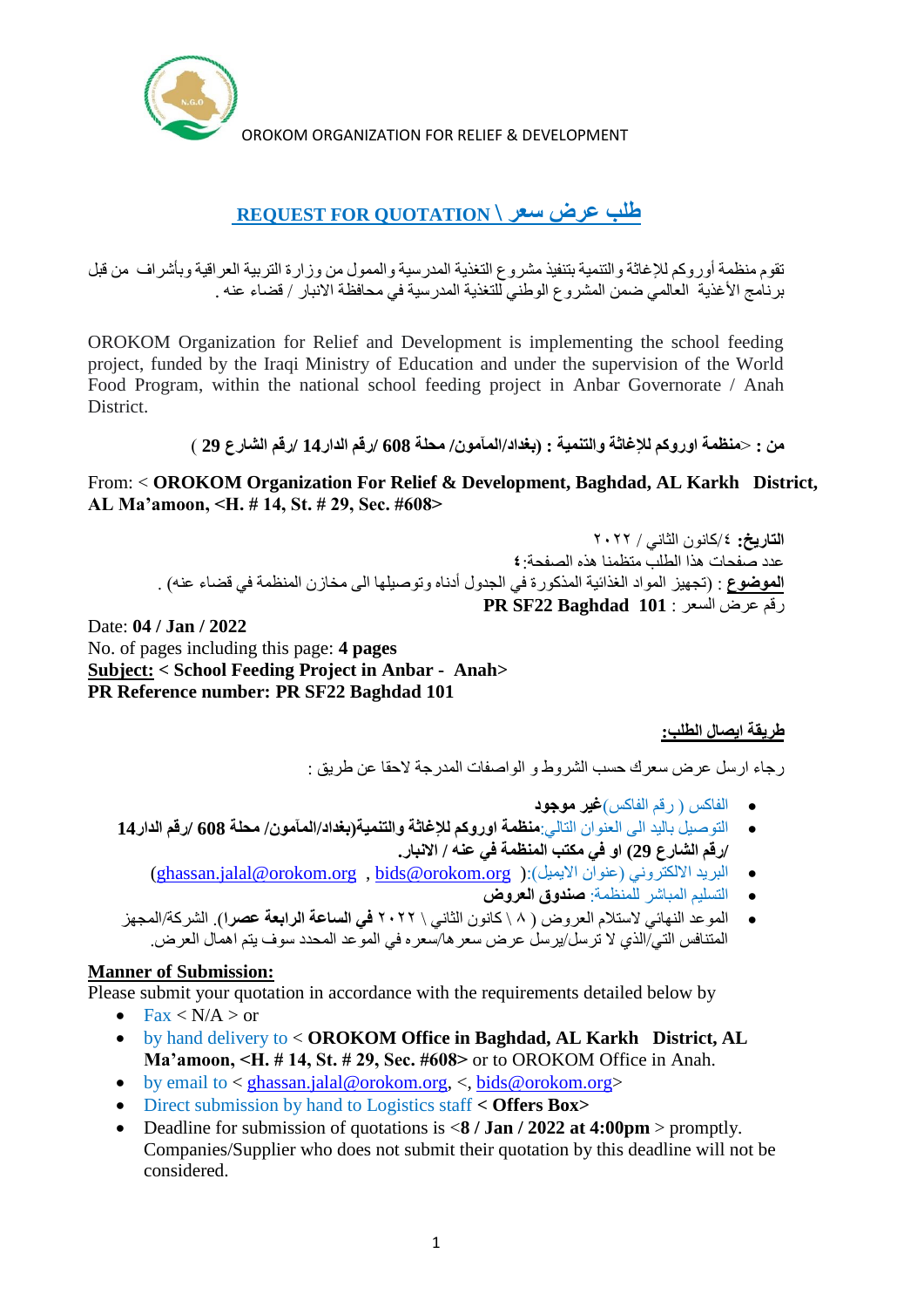OROKOM ORGANIZATION FOR RELIEF & DEVELOPMENT

# REQUEST FOR QUOTATION \ طلب عرض سعر

تقوم منظمة أوروكم للإغاثة والتنمية بتنفيذ مشروع التغذية المدرسية والممول من وزارة التربية العراقية وبأشراف من قبل برنامج الأغذية العالمي ضمن المشروع الوطني للتغذية المدرسية في محافظة الانبار / قضاء عنه .

OROKOM Organization for Relief and Development is implementing the school feeding project, funded by the Iraqi Ministry of Education and under the supervision of the World Food Program, within the national school feeding project in Anbar Governorate / Anah District.

**من :** <**منظمة اوروكم للإغاثة والتنمية : (بغداد/المأمون/ محلة 608 /رقم الدار14 /رقم الشارع 29 )**

From: < **OROKOM Organization For Relief & Development, Baghdad, AL Karkh District, AL Ma'amoon, <H. # 14, St. # 29, Sec. #608>**

**التاريخ:** ٤/كانون الثاني / ٢٠٢٢
عدد صفحات هذا الطلب متظمنا هذه الصفحة: ٤
**الموضوع** : (تجهيز المواد الغذائية المذكورة في الجدول أدناه وتوصيلها الى مخازن المنظمة في قضاء عنه) .
رقم عرض السعر : **PR SF22 Baghdad 101**

Date: **04 / Jan / 2022**
No. of pages including this page: **4 pages**
**Subject:** **< School Feeding Project in Anbar - Anah>**
**PR Reference number: PR SF22 Baghdad 101**

## طريقة ايصال الطلب:

رجاء ارسل عرض سعرك حسب الشروط و الواصفات المدرجة لاحقا عن طريق :

- الفاكس ( رقم الفاكس) **غير موجود**
- التوصيل باليد الى العنوان التالي: **منظمة اوروكم للإغاثة والتنمية(بغداد/المأمون/ محلة 608 /رقم الدار14 /رقم الشارع 29) او في مكتب المنظمة في عنه / الانبار.**
- البريد الالكتروني (عنوان الايميل): ( bids@orokom.org , ghassan.jalal@orokom.org)
- التسليم المباشر للمنظمة: **صندوق العروض**
- الموعد النهائي لاستلام العروض ( ٨ \ كانون الثاني \ ٢٠٢٢ **في الساعة الرابعة عصرا**). الشركة/المجهز المتنافس التي/الذي لا ترسل/يرسل عرض سعرها/سعره في الموعد المحدد سوف يتم اهمال العرض.

## Manner of Submission:

Please submit your quotation in accordance with the requirements detailed below by

- Fax < N/A > or
- by hand delivery to < **OROKOM Office in Baghdad, AL Karkh District, AL Ma'amoon, <H. # 14, St. # 29, Sec. #608>** or to OROKOM Office in Anah.
- by email to < ghassan.jalal@orokom.org, <, bids@orokom.org>
- Direct submission by hand to Logistics staff **< Offers Box>**
- Deadline for submission of quotations is <**8 / Jan / 2022 at 4:00pm** > promptly. Companies/Supplier who does not submit their quotation by this deadline will not be considered.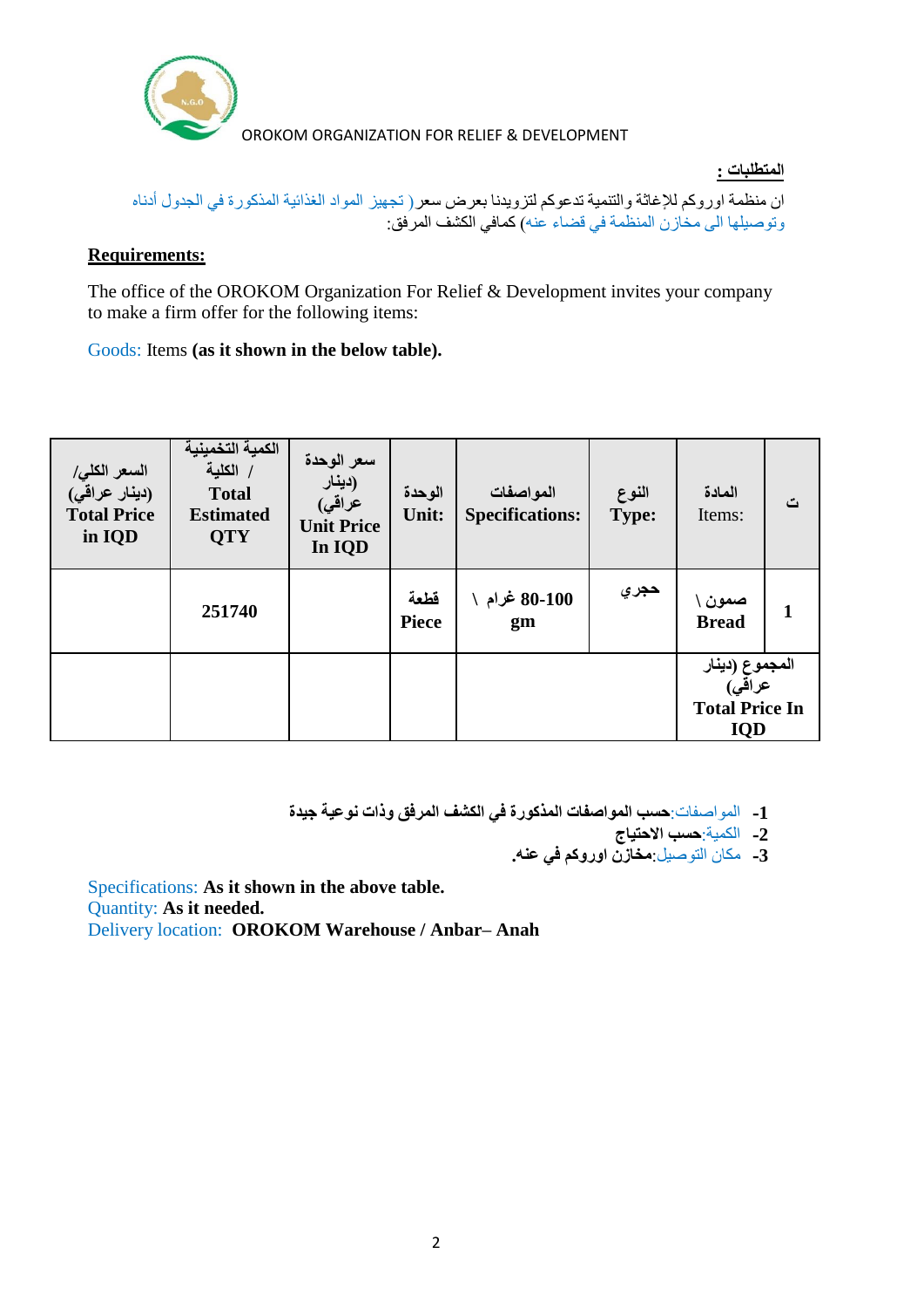OROKOM ORGANIZATION FOR RELIEF & DEVELOPMENT

**المتطلبات :**

ان منظمة اوروكم للإغاثة والتنمية تدعوكم لتزويدنا بعرض سعر( تجهيز المواد الغذائية المذكورة في الجدول أدناه وتوصيلها الى مخازن المنظمة في قضاء عنه) كمافي الكشف المرفق:

**Requirements:**

The office of the OROKOM Organization For Relief & Development invites your company to make a firm offer for the following items:

Goods: Items **(as it shown in the below table).**

| السعر الكلي/ (دينار عراقي) **Total Price in IQD** | الكمية التخمينية / الكلية **Total Estimated QTY** | سعر الوحدة (دينار عراقي) **Unit Price In IQD** | الوحدة **Unit:** | المواصفات **Specifications:** | النوع **Type:** | المادة Items: | ت |
|---|---|---|---|---|---|---|---|
| | **251740** | | **قطعة Piece** | **80-100 غرام \ gm** | **حجري** | **صمون \ Bread** | **1** |
| | | | | | | **المجموع (دينار عراقي) Total Price In IQD** | |

1- المواصفات:**حسب المواصفات المذكورة في الكشف المرفق وذات نوعية جيدة**
2- الكمية:**حسب الاحتياج**
3- مكان التوصيل:**مخازن اوروكم في عنه.**

Specifications: **As it shown in the above table.**
Quantity: **As it needed.**
Delivery location: **OROKOM Warehouse / Anbar– Anah**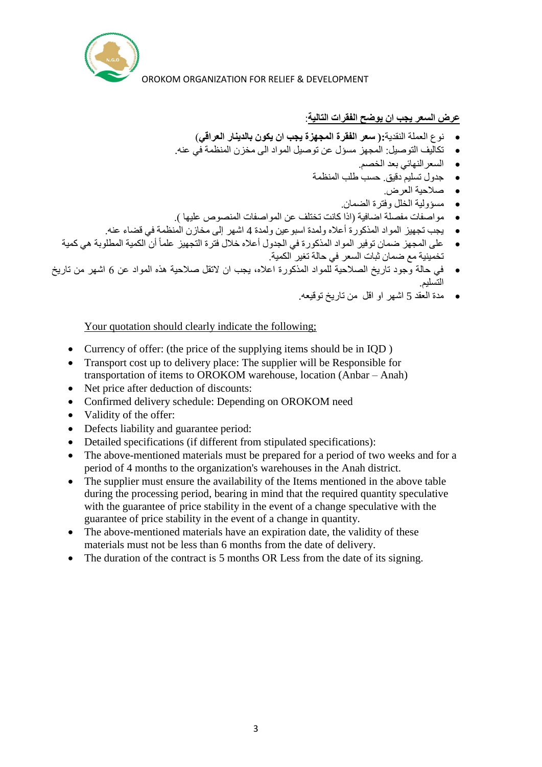OROKOM ORGANIZATION FOR RELIEF & DEVELOPMENT

**عرض السعر يجب ان يوضح الفقرات التالية:**

- نوع العملة النقدية: **( سعر الفقرة المجهزة يجب ان يكون بالدينار العراقي)**
- تكاليف التوصيل: المجهز مسؤل عن توصيل المواد الى مخزن المنظمة في عنه.
- السعرالنهائي بعد الخصم.
- جدول تسليم دقيق. حسب طلب المنظمة
- صلاحية العرض.
- مسؤولية الخلل وفترة الضمان.
- مواصفات مفصلة اضافية (اذا كانت تختلف عن المواصفات المنصوص عليها ).
- يجب تجهيز المواد المذكورة أعلاه ولمدة اسبوعين ولمدة 4 اشهر إلى مخازن المنظمة في قضاء عنه.
- على المجهز ضمان توفير المواد المذكورة في الجدول أعلاه خلال فترة التجهيز علماً أن الكمية المطلوبة هي كمية تخمينية مع ضمان ثبات السعر في حالة تغير الكمية.
- في حالة وجود تاريخ الصلاحية للمواد المذكورة اعلاه، يجب ان لاتقل صلاحية هذه المواد عن 6 اشهر من تاريخ التسليم.
- مدة العقد 5 اشهر او اقل من تاريخ توقيعه.

Your quotation should clearly indicate the following:

- Currency of offer: (the price of the supplying items should be in IQD )
- Transport cost up to delivery place: The supplier will be Responsible for transportation of items to OROKOM warehouse, location (Anbar – Anah)
- Net price after deduction of discounts:
- Confirmed delivery schedule: Depending on OROKOM need
- Validity of the offer:
- Defects liability and guarantee period:
- Detailed specifications (if different from stipulated specifications):
- The above-mentioned materials must be prepared for a period of two weeks and for a period of 4 months to the organization's warehouses in the Anah district.
- The supplier must ensure the availability of the Items mentioned in the above table during the processing period, bearing in mind that the required quantity speculative with the guarantee of price stability in the event of a change speculative with the guarantee of price stability in the event of a change in quantity.
- The above-mentioned materials have an expiration date, the validity of these materials must not be less than 6 months from the date of delivery.
- The duration of the contract is 5 months OR Less from the date of its signing.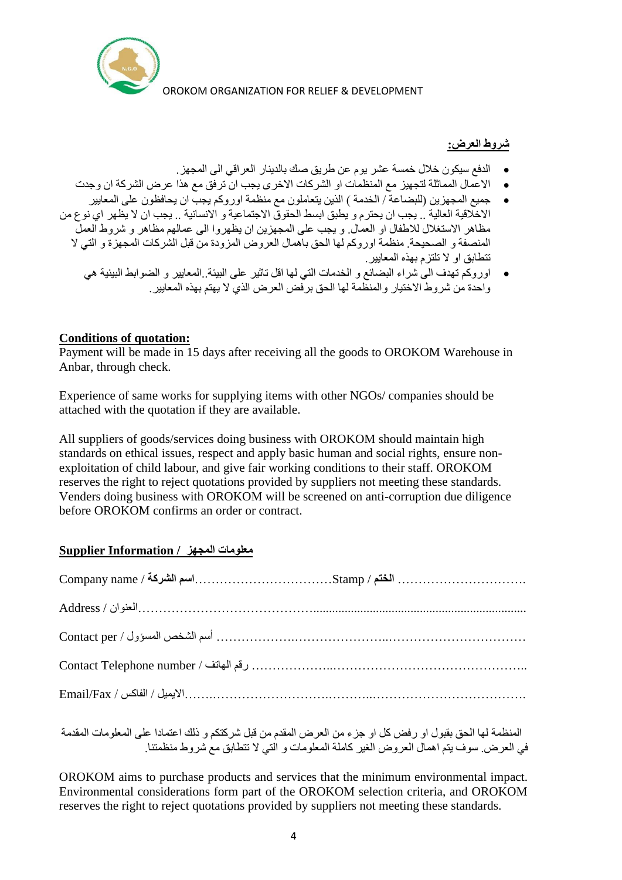OROKOM ORGANIZATION FOR RELIEF & DEVELOPMENT

**شروط العرض:**

- الدفع سيكون خلال خمسة عشر يوم عن طريق صك بالدينار العراقي الى المجهز.
- الاعمال المماثلة لتجهيز مع المنظمات او الشركات الاخرى يجب ان ترفق مع هذا عرض الشركة ان وجدت
- جميع المجهزين (للبضاعة / الخدمة ) الذين يتعاملون مع منظمة اوروكم يجب ان يحافظون على المعايير الاخلاقية العالية .. يجب ان يحترم و يطبق ابسط الحقوق الاجتماعية و الانسانية .. يجب ان لا يظهر اي نوع من مظاهر الاستغلال للاطفال او العمال. و يجب على المجهزين ان يظهروا الى عمالهم مظاهر و شروط العمل المنصفة و الصحيحة. منظمة اوروكم لها الحق باهمال العروض المزودة من قبل الشركات المجهزة و التي لا تتطابق او لا تلتزم بهذه المعايير.
- اوروكم تهدف الى شراء البضائع و الخدمات التي لها اقل تاثير على البيئة..المعايير و الضوابط البيئية هي واحدة من شروط الاختيار والمنظمة لها الحق برفض العرض الذي لا يهتم بهذه المعايير.

**Conditions of quotation:**

Payment will be made in 15 days after receiving all the goods to OROKOM Warehouse in Anbar, through check.

Experience of same works for supplying items with other NGOs/ companies should be attached with the quotation if they are available.

All suppliers of goods/services doing business with OROKOM should maintain high standards on ethical issues, respect and apply basic human and social rights, ensure non-exploitation of child labour, and give fair working conditions to their staff. OROKOM reserves the right to reject quotations provided by suppliers not meeting these standards. Venders doing business with OROKOM will be screened on anti-corruption due diligence before OROKOM confirms an order or contract.

**Supplier Information / معلومات المجهز**

Company name / **اسم الشركة**…………………………….Stamp / **الختم** ………………………….

Address / العنوان…………………………………………………………………………………

Contact per / أسم الشخص المسؤول ………………..…………………..…………………………

Contact Telephone number / رقم الهاتف ………………...……………………………………..

Email/Fax / الايميل / الفاكس……..………………………..………..……………………………….

المنظمة لها الحق بقبول او رفض كل او جزء من العرض المقدم من قبل شركتكم و ذلك اعتمادا على المعلومات المقدمة في العرض. سوف يتم اهمال العروض الغير كاملة المعلومات و التي لا تتطابق مع شروط منظمتنا.

OROKOM aims to purchase products and services that the minimum environmental impact. Environmental considerations form part of the OROKOM selection criteria, and OROKOM reserves the right to reject quotations provided by suppliers not meeting these standards.